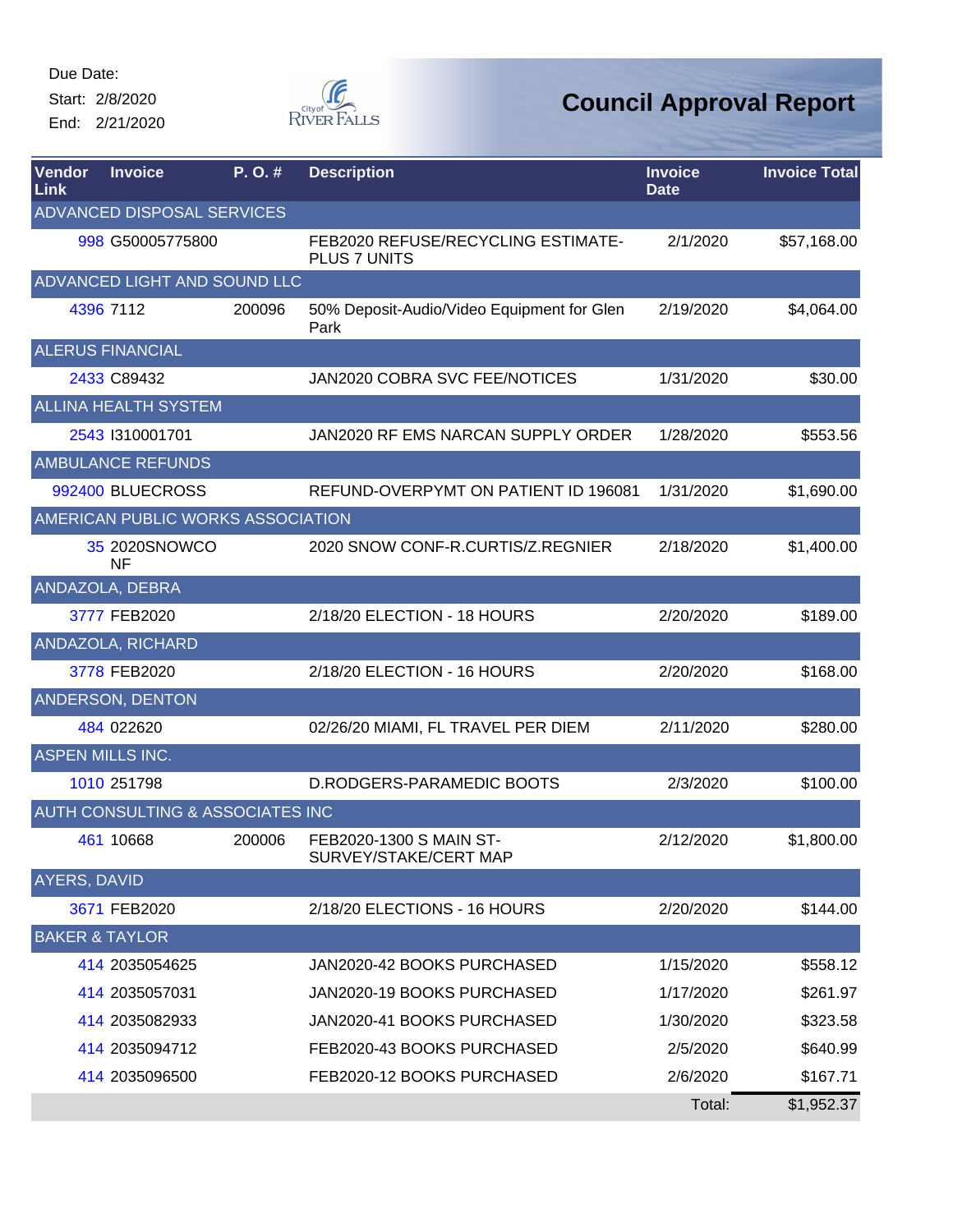Due Date:
Start: 2/8/2020
End: 2/21/2020

City of River Falls

# Council Approval Report

| Vendor Link | Invoice | P. O. # | Description | Invoice Date | Invoice Total |
|---|---|---|---|---|---|
| ADVANCED DISPOSAL SERVICES | | | | | |
| 998 | G50005775800 | | FEB2020 REFUSE/RECYCLING ESTIMATE-PLUS 7 UNITS | 2/1/2020 | $57,168.00 |
| ADVANCED LIGHT AND SOUND LLC | | | | | |
| 4396 | 7112 | 200096 | 50% Deposit-Audio/Video Equipment for Glen Park | 2/19/2020 | $4,064.00 |
| ALERUS FINANCIAL | | | | | |
| 2433 | C89432 | | JAN2020 COBRA SVC FEE/NOTICES | 1/31/2020 | $30.00 |
| ALLINA HEALTH SYSTEM | | | | | |
| 2543 | I310001701 | | JAN2020 RF EMS NARCAN SUPPLY ORDER | 1/28/2020 | $553.56 |
| AMBULANCE REFUNDS | | | | | |
| 992400 | BLUECROSS | | REFUND-OVERPYMT ON PATIENT ID 196081 | 1/31/2020 | $1,690.00 |
| AMERICAN PUBLIC WORKS ASSOCIATION | | | | | |
| 35 | 2020SNOWCONF | | 2020 SNOW CONF-R.CURTIS/Z.REGNIER | 2/18/2020 | $1,400.00 |
| ANDAZOLA, DEBRA | | | | | |
| 3777 | FEB2020 | | 2/18/20 ELECTION - 18 HOURS | 2/20/2020 | $189.00 |
| ANDAZOLA, RICHARD | | | | | |
| 3778 | FEB2020 | | 2/18/20 ELECTION - 16 HOURS | 2/20/2020 | $168.00 |
| ANDERSON, DENTON | | | | | |
| 484 | 022620 | | 02/26/20 MIAMI, FL TRAVEL PER DIEM | 2/11/2020 | $280.00 |
| ASPEN MILLS INC. | | | | | |
| 1010 | 251798 | | D.RODGERS-PARAMEDIC BOOTS | 2/3/2020 | $100.00 |
| AUTH CONSULTING & ASSOCIATES INC | | | | | |
| 461 | 10668 | 200006 | FEB2020-1300 S MAIN ST-SURVEY/STAKE/CERT MAP | 2/12/2020 | $1,800.00 |
| AYERS, DAVID | | | | | |
| 3671 | FEB2020 | | 2/18/20 ELECTIONS - 16 HOURS | 2/20/2020 | $144.00 |
| BAKER & TAYLOR | | | | | |
| 414 | 2035054625 | | JAN2020-42 BOOKS PURCHASED | 1/15/2020 | $558.12 |
| 414 | 2035057031 | | JAN2020-19 BOOKS PURCHASED | 1/17/2020 | $261.97 |
| 414 | 2035082933 | | JAN2020-41 BOOKS PURCHASED | 1/30/2020 | $323.58 |
| 414 | 2035094712 | | FEB2020-43 BOOKS PURCHASED | 2/5/2020 | $640.99 |
| 414 | 2035096500 | | FEB2020-12 BOOKS PURCHASED | 2/6/2020 | $167.71 |
| | | | | Total: | $1,952.37 |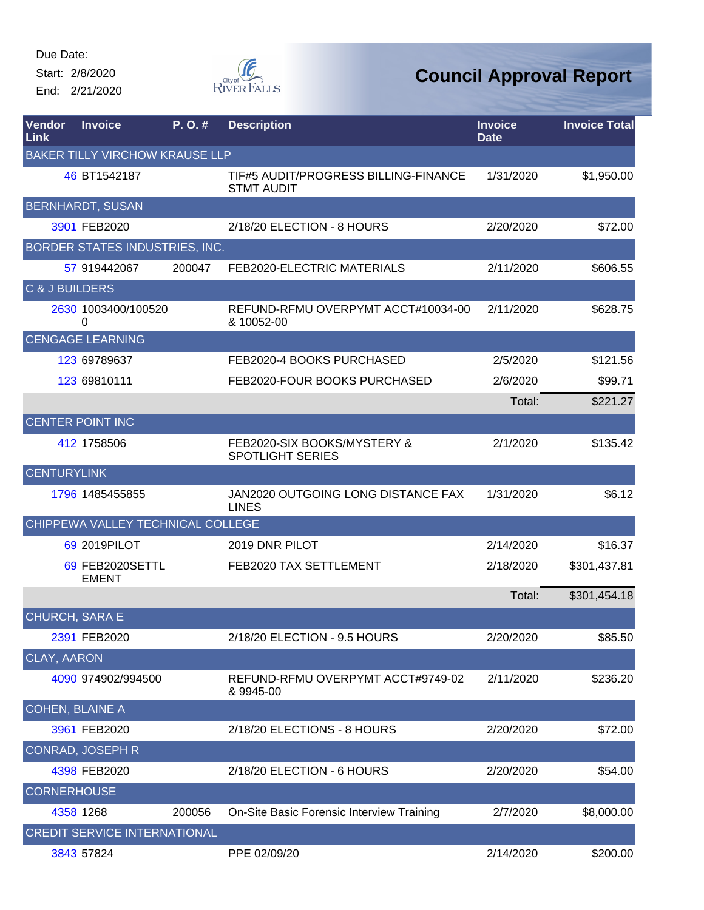Due Date:
Start: 2/8/2020
End: 2/21/2020

# Council Approval Report

| Vendor Link | Invoice | P. O. # | Description | Invoice Date | Invoice Total |
|---|---|---|---|---|---|
| BAKER TILLY VIRCHOW KRAUSE LLP | | | | | |
| 46 | BT1542187 | | TIF#5 AUDIT/PROGRESS BILLING-FINANCE STMT AUDIT | 1/31/2020 | $1,950.00 |
| BERNHARDT, SUSAN | | | | | |
| 3901 | FEB2020 | | 2/18/20 ELECTION - 8 HOURS | 2/20/2020 | $72.00 |
| BORDER STATES INDUSTRIES, INC. | | | | | |
| 57 | 919442067 | 200047 | FEB2020-ELECTRIC MATERIALS | 2/11/2020 | $606.55 |
| C & J BUILDERS | | | | | |
| 2630 | 1003400/1005200 | | REFUND-RFMU OVERPYMT ACCT#10034-00 & 10052-00 | 2/11/2020 | $628.75 |
| CENGAGE LEARNING | | | | | |
| 123 | 69789637 | | FEB2020-4 BOOKS PURCHASED | 2/5/2020 | $121.56 |
| 123 | 69810111 | | FEB2020-FOUR BOOKS PURCHASED | 2/6/2020 | $99.71 |
| | | | | Total: | $221.27 |
| CENTER POINT INC | | | | | |
| 412 | 1758506 | | FEB2020-SIX BOOKS/MYSTERY & SPOTLIGHT SERIES | 2/1/2020 | $135.42 |
| CENTURYLINK | | | | | |
| 1796 | 1485455855 | | JAN2020 OUTGOING LONG DISTANCE FAX LINES | 1/31/2020 | $6.12 |
| CHIPPEWA VALLEY TECHNICAL COLLEGE | | | | | |
| 69 | 2019PILOT | | 2019 DNR PILOT | 2/14/2020 | $16.37 |
| 69 | FEB2020SETTLEMENT | | FEB2020 TAX SETTLEMENT | 2/18/2020 | $301,437.81 |
| | | | | Total: | $301,454.18 |
| CHURCH, SARA E | | | | | |
| 2391 | FEB2020 | | 2/18/20 ELECTION - 9.5 HOURS | 2/20/2020 | $85.50 |
| CLAY, AARON | | | | | |
| 4090 | 974902/994500 | | REFUND-RFMU OVERPYMT ACCT#9749-02 & 9945-00 | 2/11/2020 | $236.20 |
| COHEN, BLAINE A | | | | | |
| 3961 | FEB2020 | | 2/18/20 ELECTIONS - 8 HOURS | 2/20/2020 | $72.00 |
| CONRAD, JOSEPH R | | | | | |
| 4398 | FEB2020 | | 2/18/20 ELECTION - 6 HOURS | 2/20/2020 | $54.00 |
| CORNERHOUSE | | | | | |
| 4358 | 1268 | 200056 | On-Site Basic Forensic Interview Training | 2/7/2020 | $8,000.00 |
| CREDIT SERVICE INTERNATIONAL | | | | | |
| 3843 | 57824 | | PPE 02/09/20 | 2/14/2020 | $200.00 |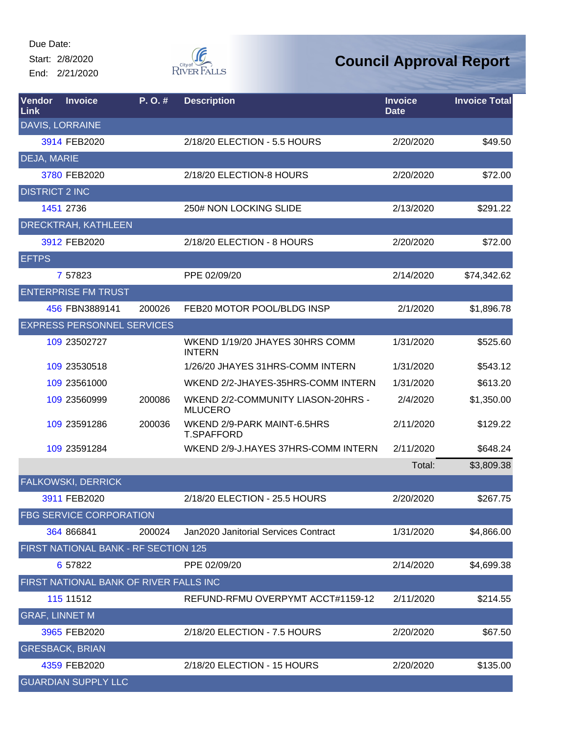Due Date:
Start: 2/8/2020
End: 2/21/2020

# Council Approval Report

| Vendor Link | Invoice | P. O. # | Description | Invoice Date | Invoice Total |
|---|---|---|---|---|---|
| DAVIS, LORRAINE | | | | | |
| 3914 | FEB2020 | | 2/18/20 ELECTION - 5.5 HOURS | 2/20/2020 | $49.50 |
| DEJA, MARIE | | | | | |
| 3780 | FEB2020 | | 2/18/20 ELECTION-8 HOURS | 2/20/2020 | $72.00 |
| DISTRICT 2 INC | | | | | |
| 1451 | 2736 | | 250# NON LOCKING SLIDE | 2/13/2020 | $291.22 |
| DRECKTRAH, KATHLEEN | | | | | |
| 3912 | FEB2020 | | 2/18/20 ELECTION - 8 HOURS | 2/20/2020 | $72.00 |
| EFTPS | | | | | |
| 7 | 57823 | | PPE 02/09/20 | 2/14/2020 | $74,342.62 |
| ENTERPRISE FM TRUST | | | | | |
| 456 | FBN3889141 | 200026 | FEB20 MOTOR POOL/BLDG INSP | 2/1/2020 | $1,896.78 |
| EXPRESS PERSONNEL SERVICES | | | | | |
| 109 | 23502727 | | WKEND 1/19/20 JHAYES 30HRS COMM INTERN | 1/31/2020 | $525.60 |
| 109 | 23530518 | | 1/26/20 JHAYES 31HRS-COMM INTERN | 1/31/2020 | $543.12 |
| 109 | 23561000 | | WKEND 2/2-JHAYES-35HRS-COMM INTERN | 1/31/2020 | $613.20 |
| 109 | 23560999 | 200086 | WKEND 2/2-COMMUNITY LIASON-20HRS - MLUCERO | 2/4/2020 | $1,350.00 |
| 109 | 23591286 | 200036 | WKEND 2/9-PARK MAINT-6.5HRS T.SPAFFORD | 2/11/2020 | $129.22 |
| 109 | 23591284 | | WKEND 2/9-J.HAYES 37HRS-COMM INTERN | 2/11/2020 | $648.24 |
| | | | | Total: | $3,809.38 |
| FALKOWSKI, DERRICK | | | | | |
| 3911 | FEB2020 | | 2/18/20 ELECTION - 25.5 HOURS | 2/20/2020 | $267.75 |
| FBG SERVICE CORPORATION | | | | | |
| 364 | 866841 | 200024 | Jan2020 Janitorial Services Contract | 1/31/2020 | $4,866.00 |
| FIRST NATIONAL BANK - RF SECTION 125 | | | | | |
| 6 | 57822 | | PPE 02/09/20 | 2/14/2020 | $4,699.38 |
| FIRST NATIONAL BANK OF RIVER FALLS INC | | | | | |
| 115 | 11512 | | REFUND-RFMU OVERPYMT ACCT#1159-12 | 2/11/2020 | $214.55 |
| GRAF, LINNET M | | | | | |
| 3965 | FEB2020 | | 2/18/20 ELECTION - 7.5 HOURS | 2/20/2020 | $67.50 |
| GRESBACK, BRIAN | | | | | |
| 4359 | FEB2020 | | 2/18/20 ELECTION - 15 HOURS | 2/20/2020 | $135.00 |
| GUARDIAN SUPPLY LLC | | | | | |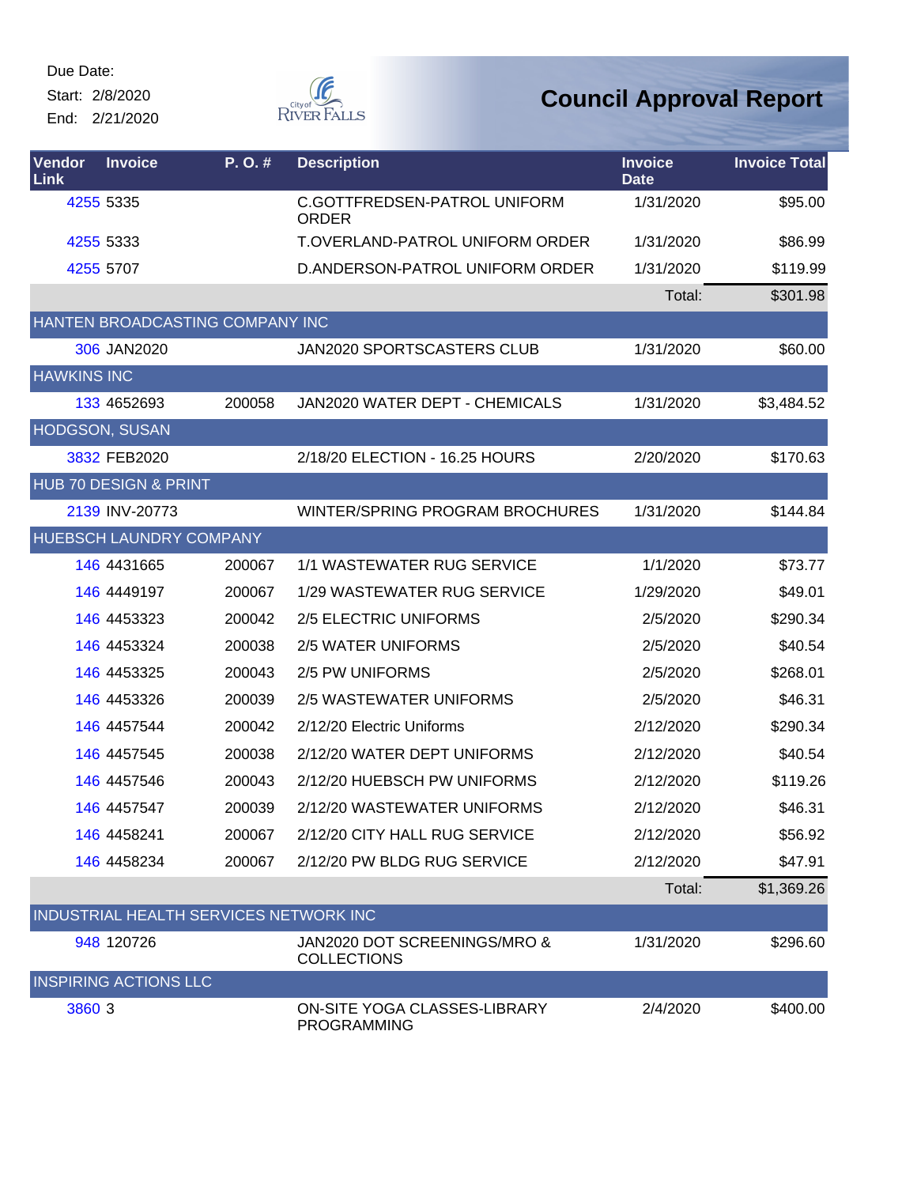Due Date:
Start: 2/8/2020
End: 2/21/2020

# Council Approval Report

| Vendor Link | Invoice | P. O. # | Description | Invoice Date | Invoice Total |
|---|---|---|---|---|---|
| 4255 | 5335 | | C.GOTTFREDSEN-PATROL UNIFORM ORDER | 1/31/2020 | $95.00 |
| 4255 | 5333 | | T.OVERLAND-PATROL UNIFORM ORDER | 1/31/2020 | $86.99 |
| 4255 | 5707 | | D.ANDERSON-PATROL UNIFORM ORDER | 1/31/2020 | $119.99 |
| | | | | Total: | $301.98 |
| HANTEN BROADCASTING COMPANY INC | | | | | |
| 306 | JAN2020 | | JAN2020 SPORTSCASTERS CLUB | 1/31/2020 | $60.00 |
| HAWKINS INC | | | | | |
| 133 | 4652693 | 200058 | JAN2020 WATER DEPT - CHEMICALS | 1/31/2020 | $3,484.52 |
| HODGSON, SUSAN | | | | | |
| 3832 | FEB2020 | | 2/18/20 ELECTION - 16.25 HOURS | 2/20/2020 | $170.63 |
| HUB 70 DESIGN & PRINT | | | | | |
| 2139 | INV-20773 | | WINTER/SPRING PROGRAM BROCHURES | 1/31/2020 | $144.84 |
| HUEBSCH LAUNDRY COMPANY | | | | | |
| 146 | 4431665 | 200067 | 1/1 WASTEWATER RUG SERVICE | 1/1/2020 | $73.77 |
| 146 | 4449197 | 200067 | 1/29 WASTEWATER RUG SERVICE | 1/29/2020 | $49.01 |
| 146 | 4453323 | 200042 | 2/5 ELECTRIC UNIFORMS | 2/5/2020 | $290.34 |
| 146 | 4453324 | 200038 | 2/5 WATER UNIFORMS | 2/5/2020 | $40.54 |
| 146 | 4453325 | 200043 | 2/5 PW UNIFORMS | 2/5/2020 | $268.01 |
| 146 | 4453326 | 200039 | 2/5 WASTEWATER UNIFORMS | 2/5/2020 | $46.31 |
| 146 | 4457544 | 200042 | 2/12/20 Electric Uniforms | 2/12/2020 | $290.34 |
| 146 | 4457545 | 200038 | 2/12/20 WATER DEPT UNIFORMS | 2/12/2020 | $40.54 |
| 146 | 4457546 | 200043 | 2/12/20 HUEBSCH PW UNIFORMS | 2/12/2020 | $119.26 |
| 146 | 4457547 | 200039 | 2/12/20 WASTEWATER UNIFORMS | 2/12/2020 | $46.31 |
| 146 | 4458241 | 200067 | 2/12/20 CITY HALL RUG SERVICE | 2/12/2020 | $56.92 |
| 146 | 4458234 | 200067 | 2/12/20 PW BLDG RUG SERVICE | 2/12/2020 | $47.91 |
| | | | | Total: | $1,369.26 |
| INDUSTRIAL HEALTH SERVICES NETWORK INC | | | | | |
| 948 | 120726 | | JAN2020 DOT SCREENINGS/MRO & COLLECTIONS | 1/31/2020 | $296.60 |
| INSPIRING ACTIONS LLC | | | | | |
| 3860 | 3 | | ON-SITE YOGA CLASSES-LIBRARY PROGRAMMING | 2/4/2020 | $400.00 |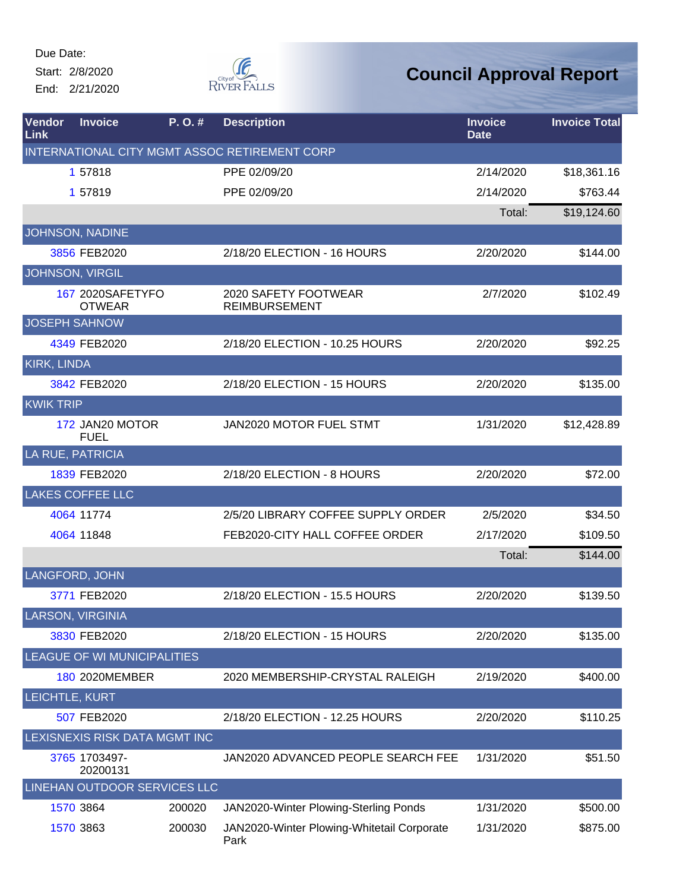Due Date:
Start: 2/8/2020
End: 2/21/2020

City of River Falls

# Council Approval Report

| Vendor Link | Invoice | P. O. # | Description | Invoice Date | Invoice Total |
|---|---|---|---|---|---|
| INTERNATIONAL CITY MGMT ASSOC RETIREMENT CORP | | | | | |
| 1 | 57818 | | PPE 02/09/20 | 2/14/2020 | $18,361.16 |
| 1 | 57819 | | PPE 02/09/20 | 2/14/2020 | $763.44 |
| | | | | Total: | $19,124.60 |
| JOHNSON, NADINE | | | | | |
| 3856 | FEB2020 | | 2/18/20 ELECTION - 16 HOURS | 2/20/2020 | $144.00 |
| JOHNSON, VIRGIL | | | | | |
| 167 | 2020SAFETYFOOTWEAR | | 2020 SAFETY FOOTWEAR REIMBURSEMENT | 2/7/2020 | $102.49 |
| JOSEPH SAHNOW | | | | | |
| 4349 | FEB2020 | | 2/18/20 ELECTION - 10.25 HOURS | 2/20/2020 | $92.25 |
| KIRK, LINDA | | | | | |
| 3842 | FEB2020 | | 2/18/20 ELECTION - 15 HOURS | 2/20/2020 | $135.00 |
| KWIK TRIP | | | | | |
| 172 | JAN20 MOTOR FUEL | | JAN2020 MOTOR FUEL STMT | 1/31/2020 | $12,428.89 |
| LA RUE, PATRICIA | | | | | |
| 1839 | FEB2020 | | 2/18/20 ELECTION - 8 HOURS | 2/20/2020 | $72.00 |
| LAKES COFFEE LLC | | | | | |
| 4064 | 11774 | | 2/5/20 LIBRARY COFFEE SUPPLY ORDER | 2/5/2020 | $34.50 |
| 4064 | 11848 | | FEB2020-CITY HALL COFFEE ORDER | 2/17/2020 | $109.50 |
| | | | | Total: | $144.00 |
| LANGFORD, JOHN | | | | | |
| 3771 | FEB2020 | | 2/18/20 ELECTION - 15.5 HOURS | 2/20/2020 | $139.50 |
| LARSON, VIRGINIA | | | | | |
| 3830 | FEB2020 | | 2/18/20 ELECTION - 15 HOURS | 2/20/2020 | $135.00 |
| LEAGUE OF WI MUNICIPALITIES | | | | | |
| 180 | 2020MEMBER | | 2020 MEMBERSHIP-CRYSTAL RALEIGH | 2/19/2020 | $400.00 |
| LEICHTLE, KURT | | | | | |
| 507 | FEB2020 | | 2/18/20 ELECTION - 12.25 HOURS | 2/20/2020 | $110.25 |
| LEXISNEXIS RISK DATA MGMT INC | | | | | |
| 3765 | 1703497-20200131 | | JAN2020 ADVANCED PEOPLE SEARCH FEE | 1/31/2020 | $51.50 |
| LINEHAN OUTDOOR SERVICES LLC | | | | | |
| 1570 | 3864 | 200020 | JAN2020-Winter Plowing-Sterling Ponds | 1/31/2020 | $500.00 |
| 1570 | 3863 | 200030 | JAN2020-Winter Plowing-Whitetail Corporate Park | 1/31/2020 | $875.00 |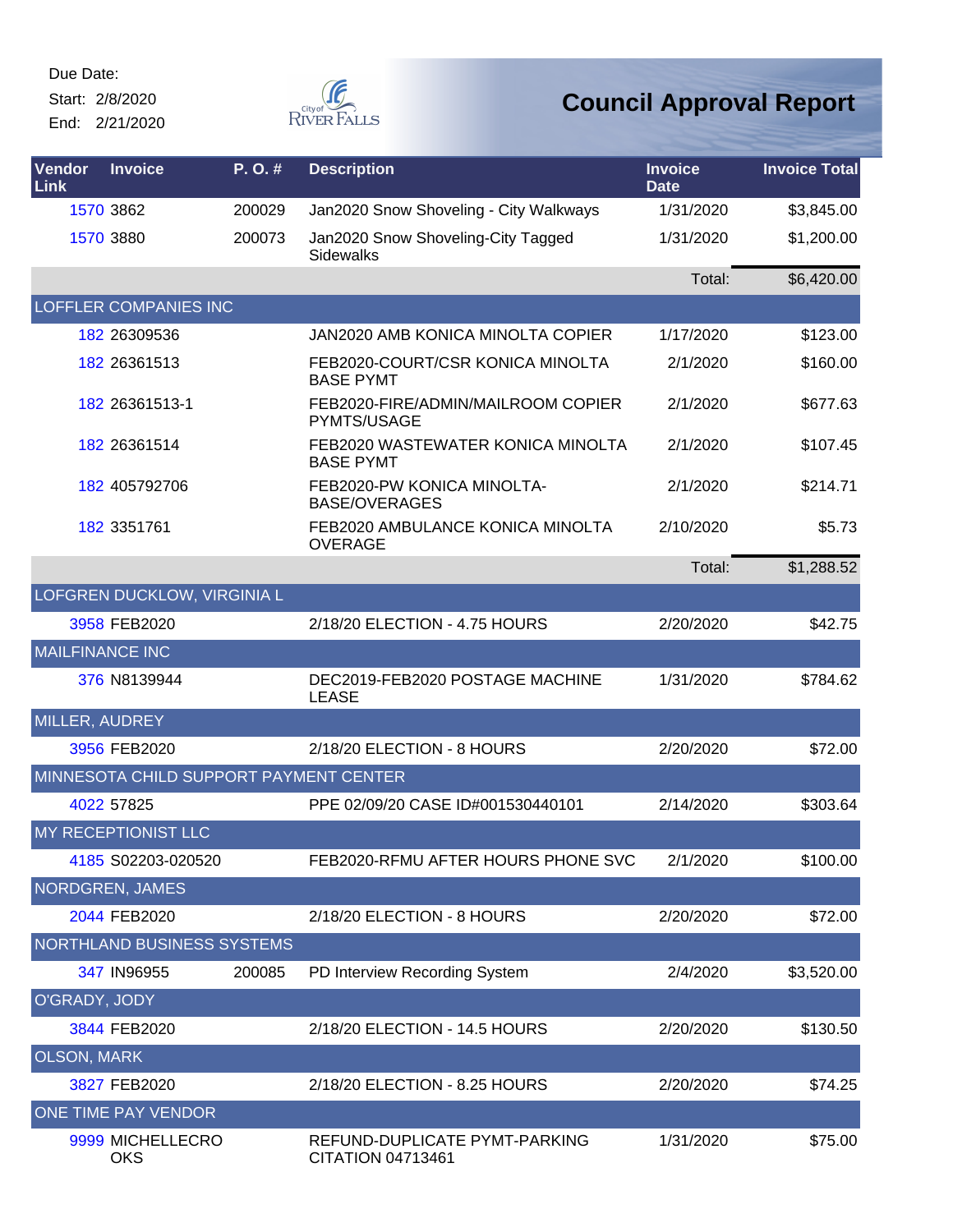Due Date:

Start: 2/8/2020

End: 2/21/2020

# Council Approval Report

| Vendor Link | Invoice | P. O. # | Description | Invoice Date | Invoice Total |
|---|---|---|---|---|---|
| 1570 | 3862 | 200029 | Jan2020 Snow Shoveling - City Walkways | 1/31/2020 | $3,845.00 |
| 1570 | 3880 | 200073 | Jan2020 Snow Shoveling-City Tagged Sidewalks | 1/31/2020 | $1,200.00 |
| | | | | Total: | $6,420.00 |
| LOFFLER COMPANIES INC | | | | | |
| 182 | 26309536 | | JAN2020 AMB KONICA MINOLTA COPIER | 1/17/2020 | $123.00 |
| 182 | 26361513 | | FEB2020-COURT/CSR KONICA MINOLTA BASE PYMT | 2/1/2020 | $160.00 |
| 182 | 26361513-1 | | FEB2020-FIRE/ADMIN/MAILROOM COPIER PYMTS/USAGE | 2/1/2020 | $677.63 |
| 182 | 26361514 | | FEB2020 WASTEWATER KONICA MINOLTA BASE PYMT | 2/1/2020 | $107.45 |
| 182 | 405792706 | | FEB2020-PW KONICA MINOLTA-BASE/OVERAGES | 2/1/2020 | $214.71 |
| 182 | 3351761 | | FEB2020 AMBULANCE KONICA MINOLTA OVERAGE | 2/10/2020 | $5.73 |
| | | | | Total: | $1,288.52 |
| LOFGREN DUCKLOW, VIRGINIA L | | | | | |
| 3958 | FEB2020 | | 2/18/20 ELECTION - 4.75 HOURS | 2/20/2020 | $42.75 |
| MAILFINANCE INC | | | | | |
| 376 | N8139944 | | DEC2019-FEB2020 POSTAGE MACHINE LEASE | 1/31/2020 | $784.62 |
| MILLER, AUDREY | | | | | |
| 3956 | FEB2020 | | 2/18/20 ELECTION - 8 HOURS | 2/20/2020 | $72.00 |
| MINNESOTA CHILD SUPPORT PAYMENT CENTER | | | | | |
| 4022 | 57825 | | PPE 02/09/20 CASE ID#001530440101 | 2/14/2020 | $303.64 |
| MY RECEPTIONIST LLC | | | | | |
| 4185 | S02203-020520 | | FEB2020-RFMU AFTER HOURS PHONE SVC | 2/1/2020 | $100.00 |
| NORDGREN, JAMES | | | | | |
| 2044 | FEB2020 | | 2/18/20 ELECTION - 8 HOURS | 2/20/2020 | $72.00 |
| NORTHLAND BUSINESS SYSTEMS | | | | | |
| 347 | IN96955 | 200085 | PD Interview Recording System | 2/4/2020 | $3,520.00 |
| O'GRADY, JODY | | | | | |
| 3844 | FEB2020 | | 2/18/20 ELECTION - 14.5 HOURS | 2/20/2020 | $130.50 |
| OLSON, MARK | | | | | |
| 3827 | FEB2020 | | 2/18/20 ELECTION - 8.25 HOURS | 2/20/2020 | $74.25 |
| ONE TIME PAY VENDOR | | | | | |
| 9999 | MICHELLECROOKS | | REFUND-DUPLICATE PYMT-PARKING CITATION 04713461 | 1/31/2020 | $75.00 |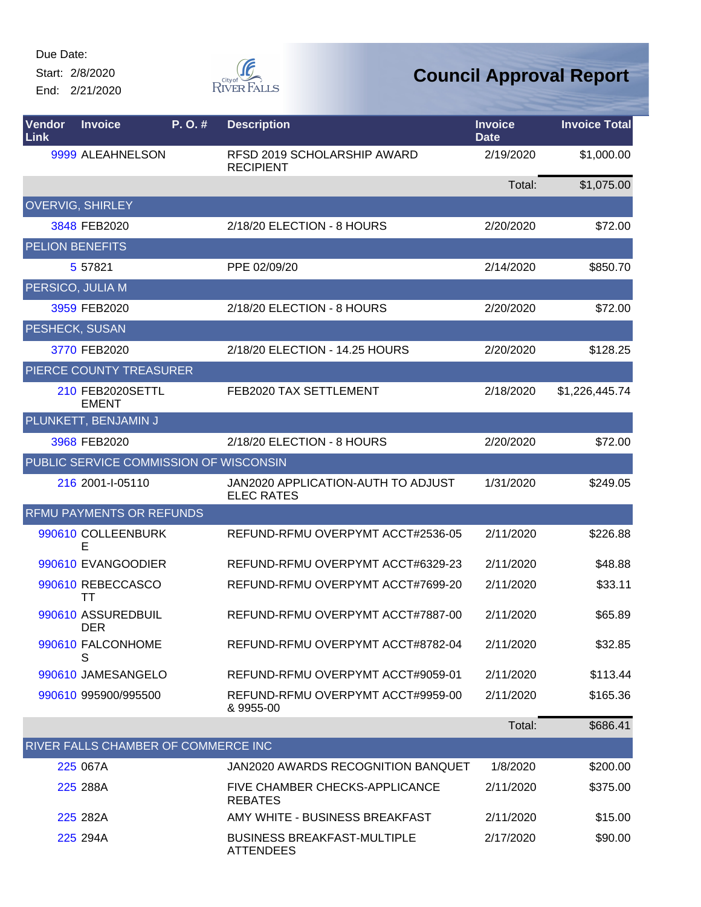Due Date:
Start: 2/8/2020
End: 2/21/2020

# Council Approval Report

| Vendor Link | Invoice | P. O. # | Description | Invoice Date | Invoice Total |
|---|---|---|---|---|---|
| 9999 | ALEAHNELSON | | RFSD 2019 SCHOLARSHIP AWARD RECIPIENT | 2/19/2020 | $1,000.00 |
| | | | | Total: | $1,075.00 |
| OVERVIG, SHIRLEY | | | | | |
| 3848 | FEB2020 | | 2/18/20 ELECTION - 8 HOURS | 2/20/2020 | $72.00 |
| PELION BENEFITS | | | | | |
| 5 | 57821 | | PPE 02/09/20 | 2/14/2020 | $850.70 |
| PERSICO, JULIA M | | | | | |
| 3959 | FEB2020 | | 2/18/20 ELECTION - 8 HOURS | 2/20/2020 | $72.00 |
| PESHECK, SUSAN | | | | | |
| 3770 | FEB2020 | | 2/18/20 ELECTION - 14.25 HOURS | 2/20/2020 | $128.25 |
| PIERCE COUNTY TREASURER | | | | | |
| 210 | FEB2020SETTLEMENT | | FEB2020 TAX SETTLEMENT | 2/18/2020 | $1,226,445.74 |
| PLUNKETT, BENJAMIN J | | | | | |
| 3968 | FEB2020 | | 2/18/20 ELECTION - 8 HOURS | 2/20/2020 | $72.00 |
| PUBLIC SERVICE COMMISSION OF WISCONSIN | | | | | |
| 216 | 2001-I-05110 | | JAN2020 APPLICATION-AUTH TO ADJUST ELEC RATES | 1/31/2020 | $249.05 |
| RFMU PAYMENTS OR REFUNDS | | | | | |
| 990610 | COLLEENBURKE | | REFUND-RFMU OVERPYMT ACCT#2536-05 | 2/11/2020 | $226.88 |
| 990610 | EVANGOODIER | | REFUND-RFMU OVERPYMT ACCT#6329-23 | 2/11/2020 | $48.88 |
| 990610 | REBECCASCOTT | | REFUND-RFMU OVERPYMT ACCT#7699-20 | 2/11/2020 | $33.11 |
| 990610 | ASSUREDBUILDER | | REFUND-RFMU OVERPYMT ACCT#7887-00 | 2/11/2020 | $65.89 |
| 990610 | FALCONHOMES | | REFUND-RFMU OVERPYMT ACCT#8782-04 | 2/11/2020 | $32.85 |
| 990610 | JAMESANGELO | | REFUND-RFMU OVERPYMT ACCT#9059-01 | 2/11/2020 | $113.44 |
| 990610 | 995900/995500 | | REFUND-RFMU OVERPYMT ACCT#9959-00 & 9955-00 | 2/11/2020 | $165.36 |
| | | | | Total: | $686.41 |
| RIVER FALLS CHAMBER OF COMMERCE INC | | | | | |
| 225 | 067A | | JAN2020 AWARDS RECOGNITION BANQUET | 1/8/2020 | $200.00 |
| 225 | 288A | | FIVE CHAMBER CHECKS-APPLICANCE REBATES | 2/11/2020 | $375.00 |
| 225 | 282A | | AMY WHITE - BUSINESS BREAKFAST | 2/11/2020 | $15.00 |
| 225 | 294A | | BUSINESS BREAKFAST-MULTIPLE ATTENDEES | 2/17/2020 | $90.00 |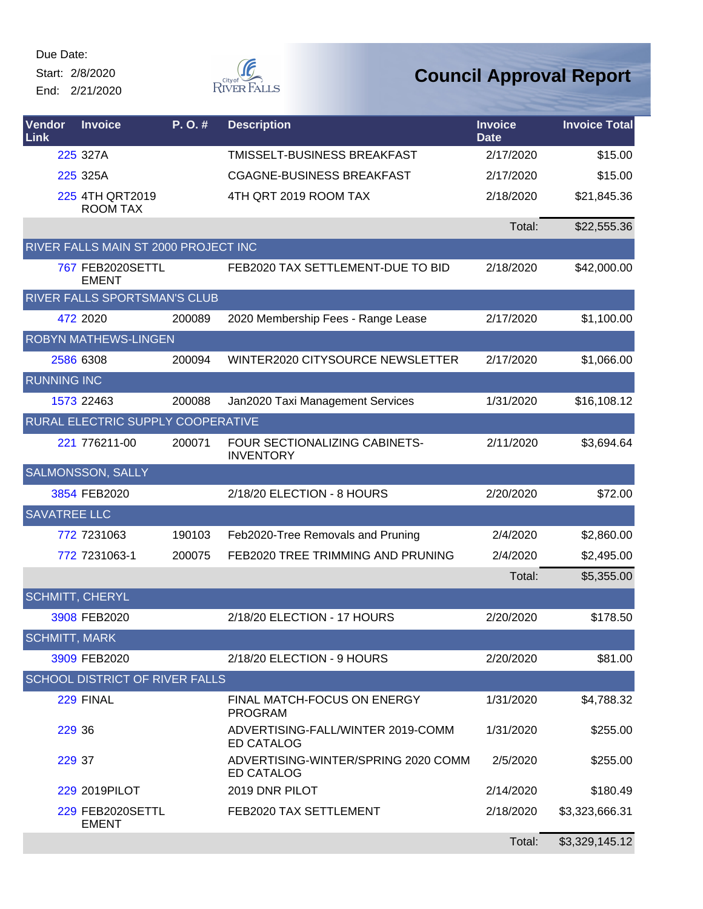Due Date:

Start: 2/8/2020

End: 2/21/2020

# Council Approval Report

| Vendor Link | Invoice | P. O. # | Description | Invoice Date | Invoice Total |
|---|---|---|---|---|---|
| 225 | 327A | | TMISSELT-BUSINESS BREAKFAST | 2/17/2020 | $15.00 |
| 225 | 325A | | CGAGNE-BUSINESS BREAKFAST | 2/17/2020 | $15.00 |
| 225 | 4TH QRT2019 ROOM TAX | | 4TH QRT 2019 ROOM TAX | 2/18/2020 | $21,845.36 |
| | | | | Total: | $22,555.36 |
| RIVER FALLS MAIN ST 2000 PROJECT INC | | | | | |
| 767 | FEB2020SETTLEMENT | | FEB2020 TAX SETTLEMENT-DUE TO BID | 2/18/2020 | $42,000.00 |
| RIVER FALLS SPORTSMAN'S CLUB | | | | | |
| 472 | 2020 | 200089 | 2020 Membership Fees - Range Lease | 2/17/2020 | $1,100.00 |
| ROBYN MATHEWS-LINGEN | | | | | |
| 2586 | 6308 | 200094 | WINTER2020 CITYSOURCE NEWSLETTER | 2/17/2020 | $1,066.00 |
| RUNNING INC | | | | | |
| 1573 | 22463 | 200088 | Jan2020 Taxi Management Services | 1/31/2020 | $16,108.12 |
| RURAL ELECTRIC SUPPLY COOPERATIVE | | | | | |
| 221 | 776211-00 | 200071 | FOUR SECTIONALIZING CABINETS-INVENTORY | 2/11/2020 | $3,694.64 |
| SALMONSSON, SALLY | | | | | |
| 3854 | FEB2020 | | 2/18/20 ELECTION - 8 HOURS | 2/20/2020 | $72.00 |
| SAVATREE LLC | | | | | |
| 772 | 7231063 | 190103 | Feb2020-Tree Removals and Pruning | 2/4/2020 | $2,860.00 |
| 772 | 7231063-1 | 200075 | FEB2020 TREE TRIMMING AND PRUNING | 2/4/2020 | $2,495.00 |
| | | | | Total: | $5,355.00 |
| SCHMITT, CHERYL | | | | | |
| 3908 | FEB2020 | | 2/18/20 ELECTION - 17 HOURS | 2/20/2020 | $178.50 |
| SCHMITT, MARK | | | | | |
| 3909 | FEB2020 | | 2/18/20 ELECTION - 9 HOURS | 2/20/2020 | $81.00 |
| SCHOOL DISTRICT OF RIVER FALLS | | | | | |
| 229 | FINAL | | FINAL MATCH-FOCUS ON ENERGY PROGRAM | 1/31/2020 | $4,788.32 |
| 229 | 36 | | ADVERTISING-FALL/WINTER 2019-COMM ED CATALOG | 1/31/2020 | $255.00 |
| 229 | 37 | | ADVERTISING-WINTER/SPRING 2020 COMM ED CATALOG | 2/5/2020 | $255.00 |
| 229 | 2019PILOT | | 2019 DNR PILOT | 2/14/2020 | $180.49 |
| 229 | FEB2020SETTLEMENT | | FEB2020 TAX SETTLEMENT | 2/18/2020 | $3,323,666.31 |
| | | | | Total: | $3,329,145.12 |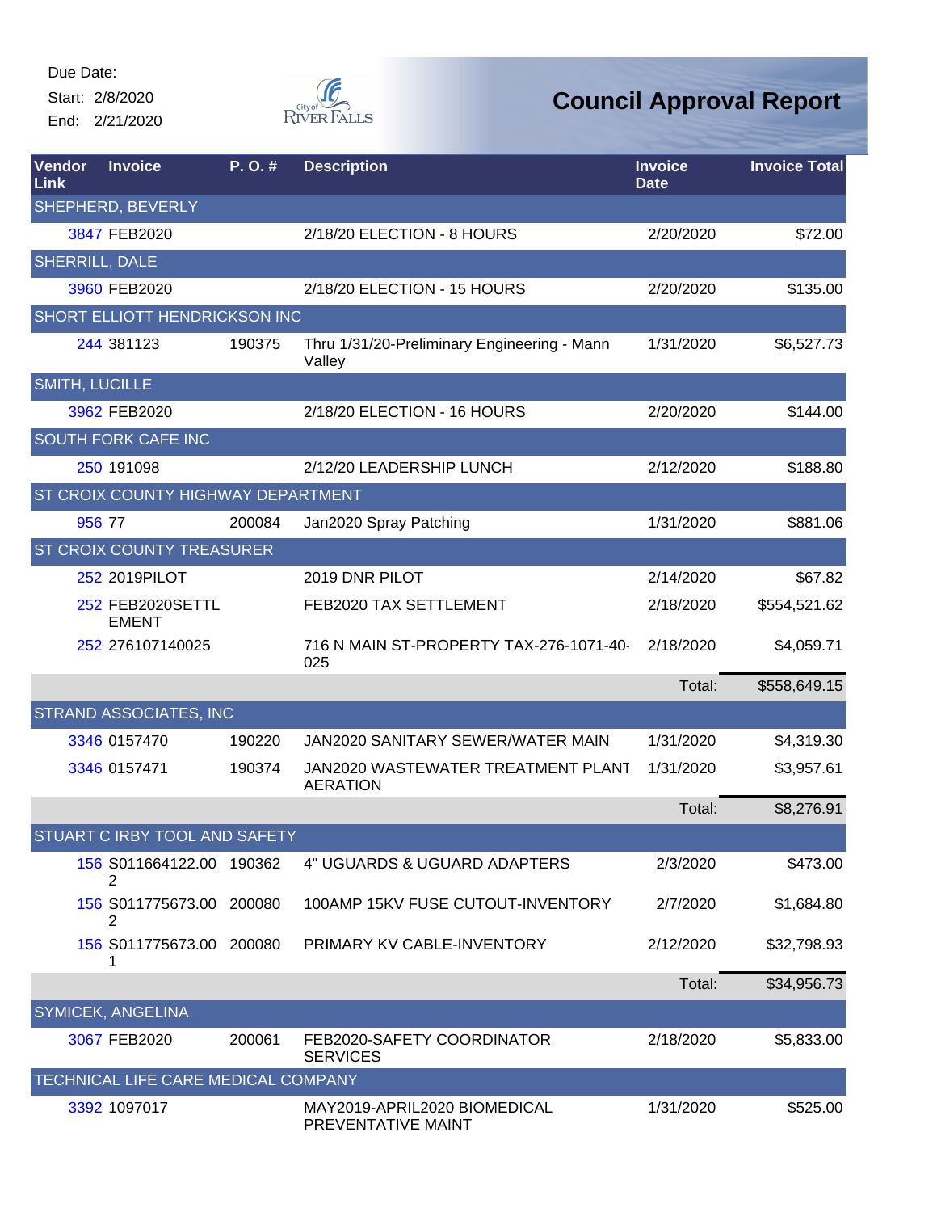Due Date:
Start: 2/8/2020
End: 2/21/2020

# Council Approval Report

| Vendor Link | Invoice | P. O. # | Description | Invoice Date | Invoice Total |
|---|---|---|---|---|---|
| SHEPHERD, BEVERLY | | | | | |
| 3847 | FEB2020 | | 2/18/20 ELECTION - 8 HOURS | 2/20/2020 | $72.00 |
| SHERRILL, DALE | | | | | |
| 3960 | FEB2020 | | 2/18/20 ELECTION - 15 HOURS | 2/20/2020 | $135.00 |
| SHORT ELLIOTT HENDRICKSON INC | | | | | |
| 244 | 381123 | 190375 | Thru 1/31/20-Preliminary Engineering - Mann Valley | 1/31/2020 | $6,527.73 |
| SMITH, LUCILLE | | | | | |
| 3962 | FEB2020 | | 2/18/20 ELECTION - 16 HOURS | 2/20/2020 | $144.00 |
| SOUTH FORK CAFE INC | | | | | |
| 250 | 191098 | | 2/12/20 LEADERSHIP LUNCH | 2/12/2020 | $188.80 |
| ST CROIX COUNTY HIGHWAY DEPARTMENT | | | | | |
| 956 | 77 | 200084 | Jan2020 Spray Patching | 1/31/2020 | $881.06 |
| ST CROIX COUNTY TREASURER | | | | | |
| 252 | 2019PILOT | | 2019 DNR PILOT | 2/14/2020 | $67.82 |
| 252 | FEB2020SETTLEMENT | | FEB2020 TAX SETTLEMENT | 2/18/2020 | $554,521.62 |
| 252 | 276107140025 | | 716 N MAIN ST-PROPERTY TAX-276-1071-40-025 | 2/18/2020 | $4,059.71 |
| | | | | Total: | $558,649.15 |
| STRAND ASSOCIATES, INC | | | | | |
| 3346 | 0157470 | 190220 | JAN2020 SANITARY SEWER/WATER MAIN | 1/31/2020 | $4,319.30 |
| 3346 | 0157471 | 190374 | JAN2020 WASTEWATER TREATMENT PLANT AERATION | 1/31/2020 | $3,957.61 |
| | | | | Total: | $8,276.91 |
| STUART C IRBY TOOL AND SAFETY | | | | | |
| 156 | S011664122.002 | 190362 | 4" UGUARDS & UGUARD ADAPTERS | 2/3/2020 | $473.00 |
| 156 | S011775673.002 | 200080 | 100AMP 15KV FUSE CUTOUT-INVENTORY | 2/7/2020 | $1,684.80 |
| 156 | S011775673.001 | 200080 | PRIMARY KV CABLE-INVENTORY | 2/12/2020 | $32,798.93 |
| | | | | Total: | $34,956.73 |
| SYMICEK, ANGELINA | | | | | |
| 3067 | FEB2020 | 200061 | FEB2020-SAFETY COORDINATOR SERVICES | 2/18/2020 | $5,833.00 |
| TECHNICAL LIFE CARE MEDICAL COMPANY | | | | | |
| 3392 | 1097017 | | MAY2019-APRIL2020 BIOMEDICAL PREVENTATIVE MAINT | 1/31/2020 | $525.00 |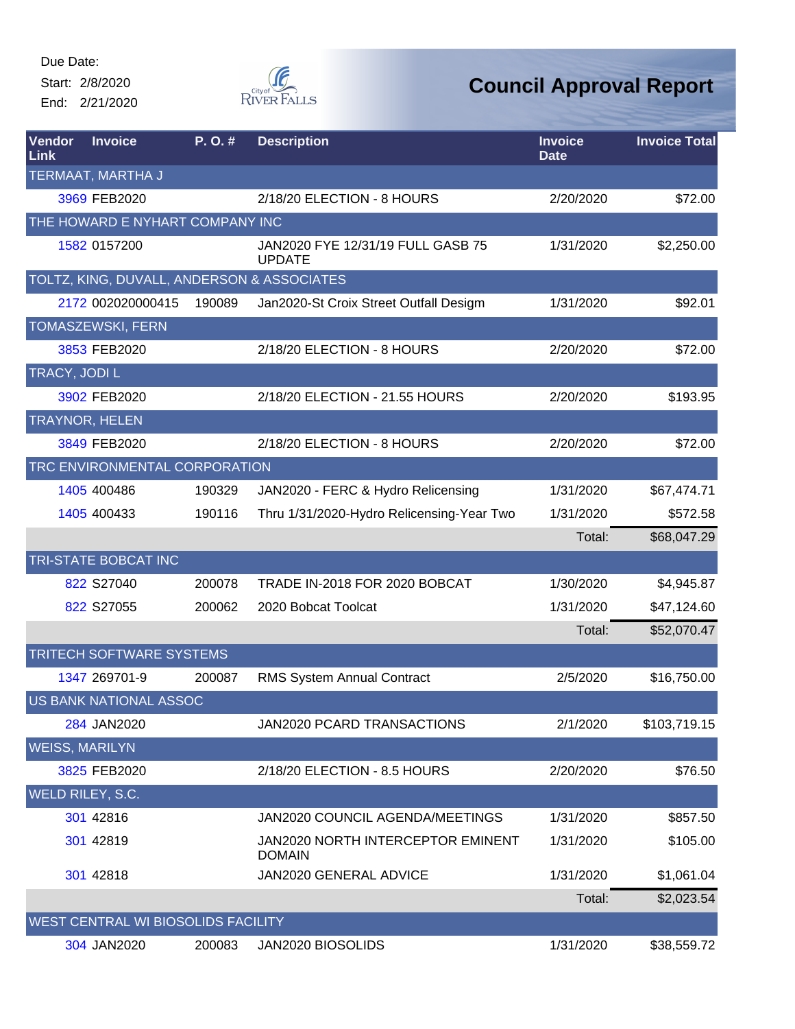Due Date:
Start: 2/8/2020
End: 2/21/2020

# Council Approval Report

| Vendor Link | Invoice | P. O. # | Description | Invoice Date | Invoice Total |
|---|---|---|---|---|---|
| TERMAAT, MARTHA J | | | | | |
| 3969 | FEB2020 | | 2/18/20 ELECTION - 8 HOURS | 2/20/2020 | $72.00 |
| THE HOWARD E NYHART COMPANY INC | | | | | |
| 1582 | 0157200 | | JAN2020 FYE 12/31/19 FULL GASB 75 UPDATE | 1/31/2020 | $2,250.00 |
| TOLTZ, KING, DUVALL, ANDERSON & ASSOCIATES | | | | | |
| 2172 | 002020000415 | 190089 | Jan2020-St Croix Street Outfall Desigm | 1/31/2020 | $92.01 |
| TOMASZEWSKI, FERN | | | | | |
| 3853 | FEB2020 | | 2/18/20 ELECTION - 8 HOURS | 2/20/2020 | $72.00 |
| TRACY, JODI L | | | | | |
| 3902 | FEB2020 | | 2/18/20 ELECTION - 21.55 HOURS | 2/20/2020 | $193.95 |
| TRAYNOR, HELEN | | | | | |
| 3849 | FEB2020 | | 2/18/20 ELECTION - 8 HOURS | 2/20/2020 | $72.00 |
| TRC ENVIRONMENTAL CORPORATION | | | | | |
| 1405 | 400486 | 190329 | JAN2020 - FERC & Hydro Relicensing | 1/31/2020 | $67,474.71 |
| 1405 | 400433 | 190116 | Thru 1/31/2020-Hydro Relicensing-Year Two | 1/31/2020 | $572.58 |
| | | | | Total: | $68,047.29 |
| TRI-STATE BOBCAT INC | | | | | |
| 822 | S27040 | 200078 | TRADE IN-2018 FOR 2020 BOBCAT | 1/30/2020 | $4,945.87 |
| 822 | S27055 | 200062 | 2020 Bobcat Toolcat | 1/31/2020 | $47,124.60 |
| | | | | Total: | $52,070.47 |
| TRITECH SOFTWARE SYSTEMS | | | | | |
| 1347 | 269701-9 | 200087 | RMS System Annual Contract | 2/5/2020 | $16,750.00 |
| US BANK NATIONAL ASSOC | | | | | |
| 284 | JAN2020 | | JAN2020 PCARD TRANSACTIONS | 2/1/2020 | $103,719.15 |
| WEISS, MARILYN | | | | | |
| 3825 | FEB2020 | | 2/18/20 ELECTION - 8.5 HOURS | 2/20/2020 | $76.50 |
| WELD RILEY, S.C. | | | | | |
| 301 | 42816 | | JAN2020 COUNCIL AGENDA/MEETINGS | 1/31/2020 | $857.50 |
| 301 | 42819 | | JAN2020 NORTH INTERCEPTOR EMINENT DOMAIN | 1/31/2020 | $105.00 |
| 301 | 42818 | | JAN2020 GENERAL ADVICE | 1/31/2020 | $1,061.04 |
| | | | | Total: | $2,023.54 |
| WEST CENTRAL WI BIOSOLIDS FACILITY | | | | | |
| 304 | JAN2020 | 200083 | JAN2020 BIOSOLIDS | 1/31/2020 | $38,559.72 |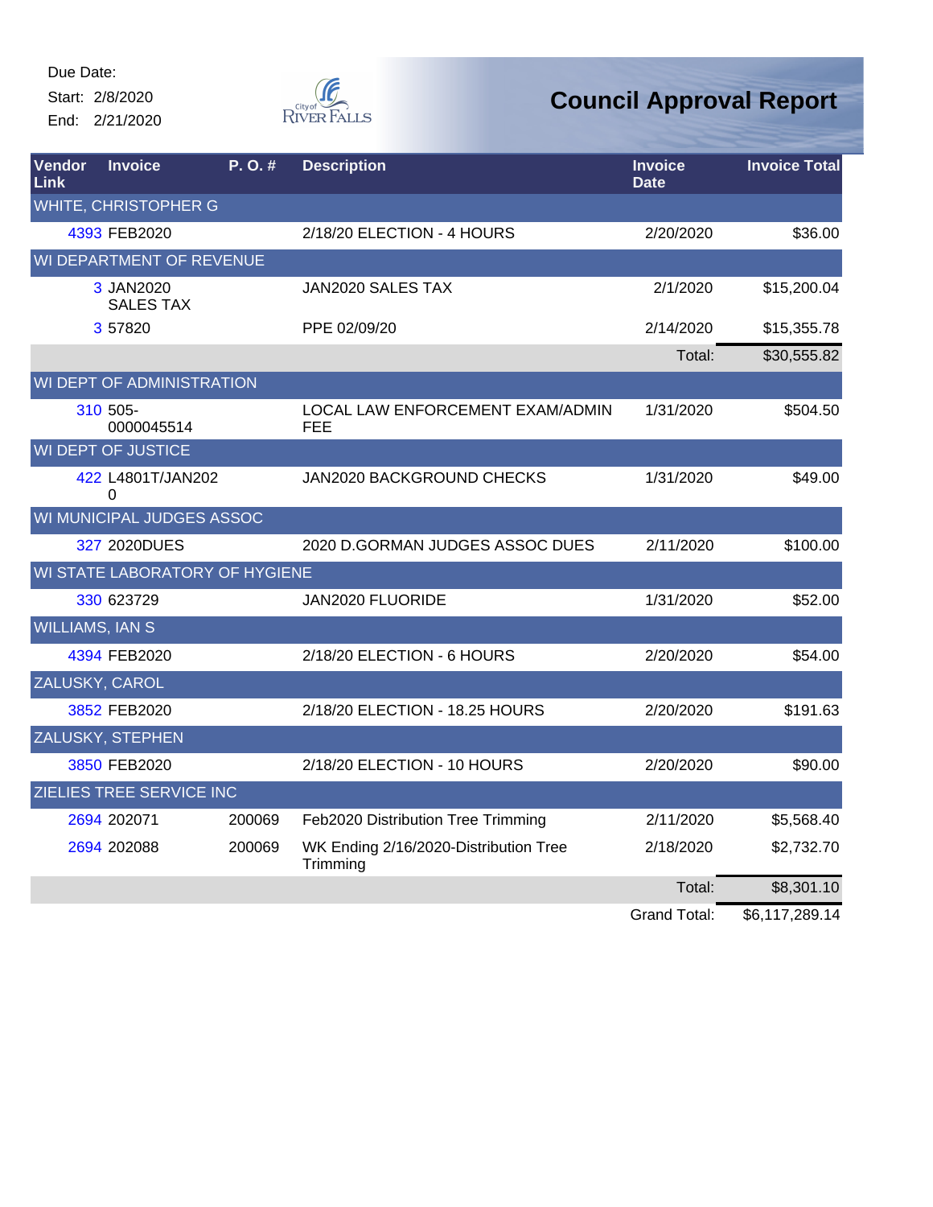Due Date:
Start: 2/8/2020
End: 2/21/2020

# Council Approval Report

| Vendor Link | Invoice | P. O. # | Description | Invoice Date | Invoice Total |
|---|---|---|---|---|---|
| **WHITE, CHRISTOPHER G** | | | | | |
| 4393 | FEB2020 | | 2/18/20 ELECTION - 4 HOURS | 2/20/2020 | $36.00 |
| **WI DEPARTMENT OF REVENUE** | | | | | |
| 3 | JAN2020 SALES TAX | | JAN2020 SALES TAX | 2/1/2020 | $15,200.04 |
| 3 | 57820 | | PPE 02/09/20 | 2/14/2020 | $15,355.78 |
| | | | | Total: | $30,555.82 |
| **WI DEPT OF ADMINISTRATION** | | | | | |
| 310 | 505-0000045514 | | LOCAL LAW ENFORCEMENT EXAM/ADMIN FEE | 1/31/2020 | $504.50 |
| **WI DEPT OF JUSTICE** | | | | | |
| 422 | L4801T/JAN2020 | | JAN2020 BACKGROUND CHECKS | 1/31/2020 | $49.00 |
| **WI MUNICIPAL JUDGES ASSOC** | | | | | |
| 327 | 2020DUES | | 2020 D.GORMAN JUDGES ASSOC DUES | 2/11/2020 | $100.00 |
| **WI STATE LABORATORY OF HYGIENE** | | | | | |
| 330 | 623729 | | JAN2020 FLUORIDE | 1/31/2020 | $52.00 |
| **WILLIAMS, IAN S** | | | | | |
| 4394 | FEB2020 | | 2/18/20 ELECTION - 6 HOURS | 2/20/2020 | $54.00 |
| **ZALUSKY, CAROL** | | | | | |
| 3852 | FEB2020 | | 2/18/20 ELECTION - 18.25 HOURS | 2/20/2020 | $191.63 |
| **ZALUSKY, STEPHEN** | | | | | |
| 3850 | FEB2020 | | 2/18/20 ELECTION - 10 HOURS | 2/20/2020 | $90.00 |
| **ZIELIES TREE SERVICE INC** | | | | | |
| 2694 | 202071 | 200069 | Feb2020 Distribution Tree Trimming | 2/11/2020 | $5,568.40 |
| 2694 | 202088 | 200069 | WK Ending 2/16/2020-Distribution Tree Trimming | 2/18/2020 | $2,732.70 |
| | | | | Total: | $8,301.10 |
| | | | | Grand Total: | $6,117,289.14 |